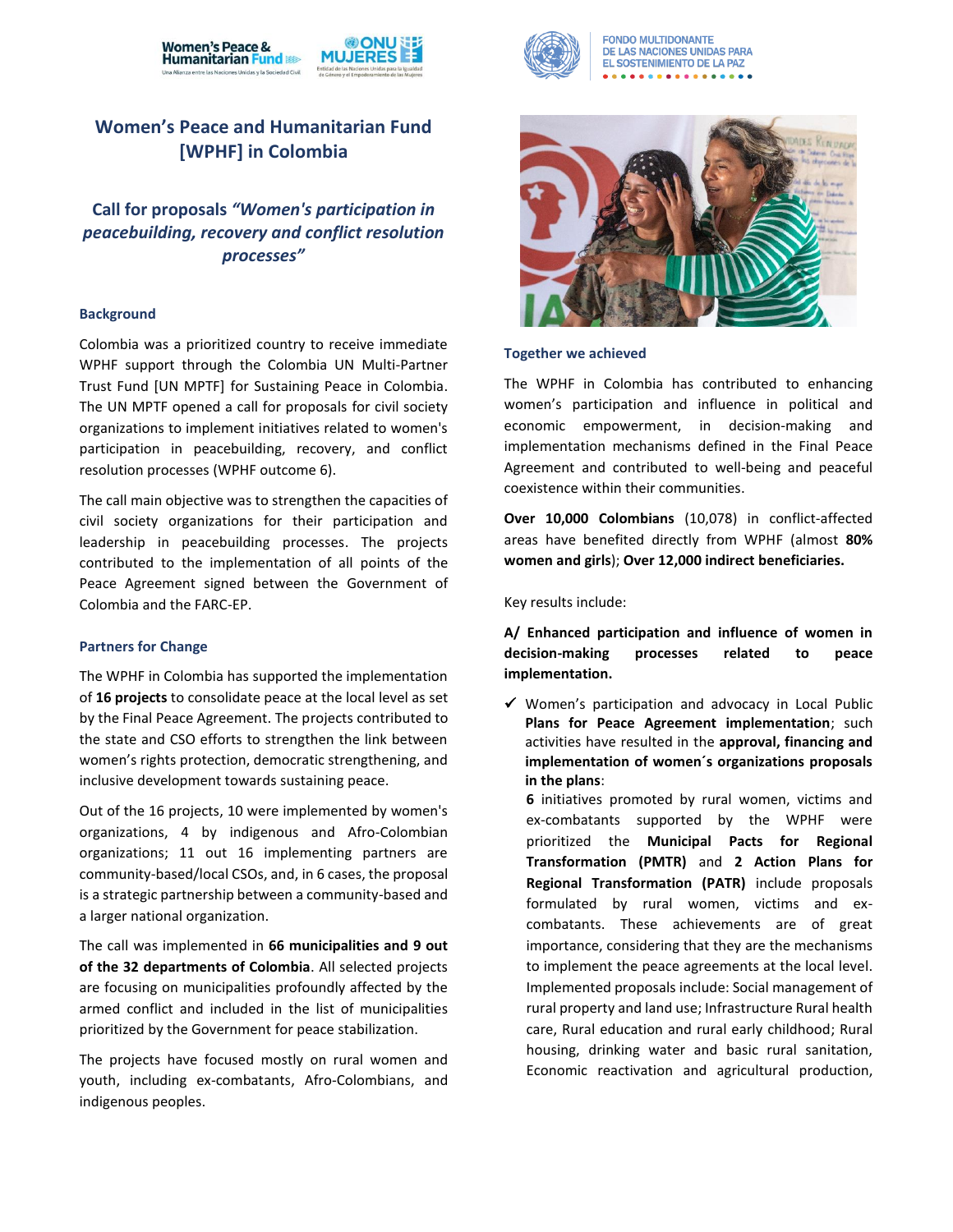# Women's Peace and Humanitarian Fund [WPHF] in Colombia

## Call for proposals *"Women's participation in peacebuilding, recovery and conflict resolution processes"*

### Background

Colombia was a prioritized country to receive immediate WPHF support through the Colombia UN Multi-Partner Trust Fund [UN MPTF] for Sustaining Peace in Colombia. The UN MPTF opened a call for proposals for civil society organizations to implement initiatives related to women's participation in peacebuilding, recovery, and conflict resolution processes (WPHF outcome 6).

The call main objective was to strengthen the capacities of civil society organizations for their participation and leadership in peacebuilding processes. The projects contributed to the implementation of all points of the Peace Agreement signed between the Government of Colombia and the FARC-EP.

### Partners for Change

The WPHF in Colombia has supported the implementation of **16 projects** to consolidate peace at the local level as set by the Final Peace Agreement. The projects contributed to the state and CSO efforts to strengthen the link between women's rights protection, democratic strengthening, and inclusive development towards sustaining peace.

Out of the 16 projects, 10 were implemented by women's organizations, 4 by indigenous and Afro-Colombian organizations; 11 out 16 implementing partners are community-based/local CSOs, and, in 6 cases, the proposal is a strategic partnership between a community-based and a larger national organization.

The call was implemented in **66 municipalities and 9 out of the 32 departments of Colombia**. All selected projects are focusing on municipalities profoundly affected by the armed conflict and included in the list of municipalities prioritized by the Government for peace stabilization.

The projects have focused mostly on rural women and youth, including ex-combatants, Afro-Colombians, and indigenous peoples.

### Together we achieved

The WPHF in Colombia has contributed to enhancing women's participation and influence in political and economic empowerment, in decision-making and implementation mechanisms defined in the Final Peace Agreement and contributed to well-being and peaceful coexistence within their communities.

**Over 10,000 Colombians** (10,078) in conflict-affected areas have benefited directly from WPHF (almost **80% women and girls**); **Over 12,000 indirect beneficiaries.**

Key results include:

**A/ Enhanced participation and influence of women in decision-making processes related to peace implementation.**

- ✓ Women's participation and advocacy in Local Public **Plans for Peace Agreement implementation**; such activities have resulted in the **approval, financing and implementation of women´s organizations proposals in the plans**:
  **6** initiatives promoted by rural women, victims and ex-combatants supported by the WPHF were prioritized the **Municipal Pacts for Regional Transformation (PMTR)** and **2 Action Plans for Regional Transformation (PATR)** include proposals formulated by rural women, victims and ex-combatants. These achievements are of great importance, considering that they are the mechanisms to implement the peace agreements at the local level. Implemented proposals include: Social management of rural property and land use; Infrastructure Rural health care, Rural education and rural early childhood; Rural housing, drinking water and basic rural sanitation, Economic reactivation and agricultural production,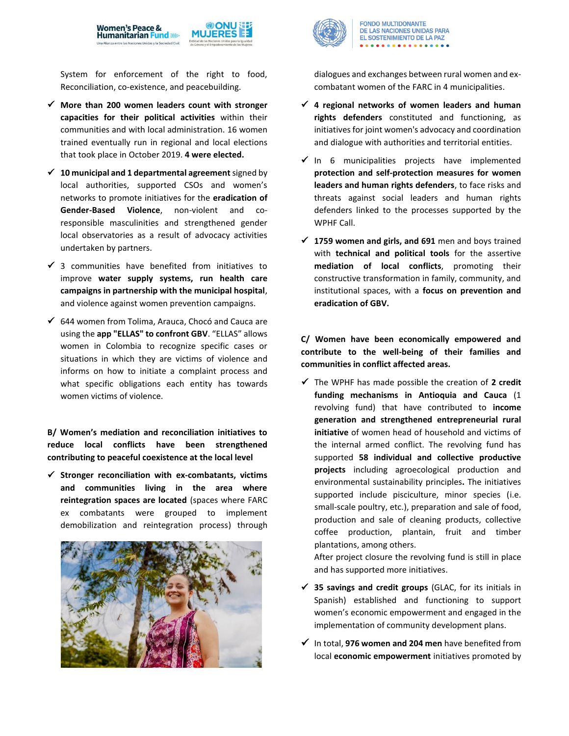System for enforcement of the right to food, Reconciliation, co-existence, and peacebuilding.

- ✓ **More than 200 women leaders count with stronger capacities for their political activities** within their communities and with local administration. 16 women trained eventually run in regional and local elections that took place in October 2019. **4 were elected.**
- ✓ **10 municipal and 1 departmental agreement** signed by local authorities, supported CSOs and women's networks to promote initiatives for the **eradication of Gender-Based Violence**, non-violent and co-responsible masculinities and strengthened gender local observatories as a result of advocacy activities undertaken by partners.
- ✓ 3 communities have benefited from initiatives to improve **water supply systems, run health care campaigns in partnership with the municipal hospital**, and violence against women prevention campaigns.
- ✓ 644 women from Tolima, Arauca, Chocó and Cauca are using the **app "ELLAS" to confront GBV**. "ELLAS" allows women in Colombia to recognize specific cases or situations in which they are victims of violence and informs on how to initiate a complaint process and what specific obligations each entity has towards women victims of violence.

**B/ Women's mediation and reconciliation initiatives to reduce local conflicts have been strengthened contributing to peaceful coexistence at the local level**

- ✓ **Stronger reconciliation with ex-combatants, victims and communities living in the area where reintegration spaces are located** (spaces where FARC ex combatants were grouped to implement demobilization and reintegration process) through dialogues and exchanges between rural women and ex-combatant women of the FARC in 4 municipalities.
- ✓ **4 regional networks of women leaders and human rights defenders** constituted and functioning, as initiatives for joint women's advocacy and coordination and dialogue with authorities and territorial entities.
- ✓ In 6 municipalities projects have implemented **protection and self-protection measures for women leaders and human rights defenders**, to face risks and threats against social leaders and human rights defenders linked to the processes supported by the WPHF Call.
- ✓ **1759 women and girls, and 691** men and boys trained with **technical and political tools** for the assertive **mediation of local conflicts**, promoting their constructive transformation in family, community, and institutional spaces, with a **focus on prevention and eradication of GBV.**

**C/ Women have been economically empowered and contribute to the well-being of their families and communities in conflict affected areas.**

- ✓ The WPHF has made possible the creation of **2 credit funding mechanisms in Antioquia and Cauca** (1 revolving fund) that have contributed to **income generation and strengthened entrepreneurial rural initiative** of women head of household and victims of the internal armed conflict. The revolving fund has supported **58 individual and collective productive projects** including agroecological production and environmental sustainability principles**.** The initiatives supported include pisciculture, minor species (i.e. small-scale poultry, etc.), preparation and sale of food, production and sale of cleaning products, collective coffee production, plantain, fruit and timber plantations, among others.
  After project closure the revolving fund is still in place and has supported more initiatives.
- ✓ **35 savings and credit groups** (GLAC, for its initials in Spanish) established and functioning to support women's economic empowerment and engaged in the implementation of community development plans.
- ✓ In total, **976 women and 204 men** have benefited from local **economic empowerment** initiatives promoted by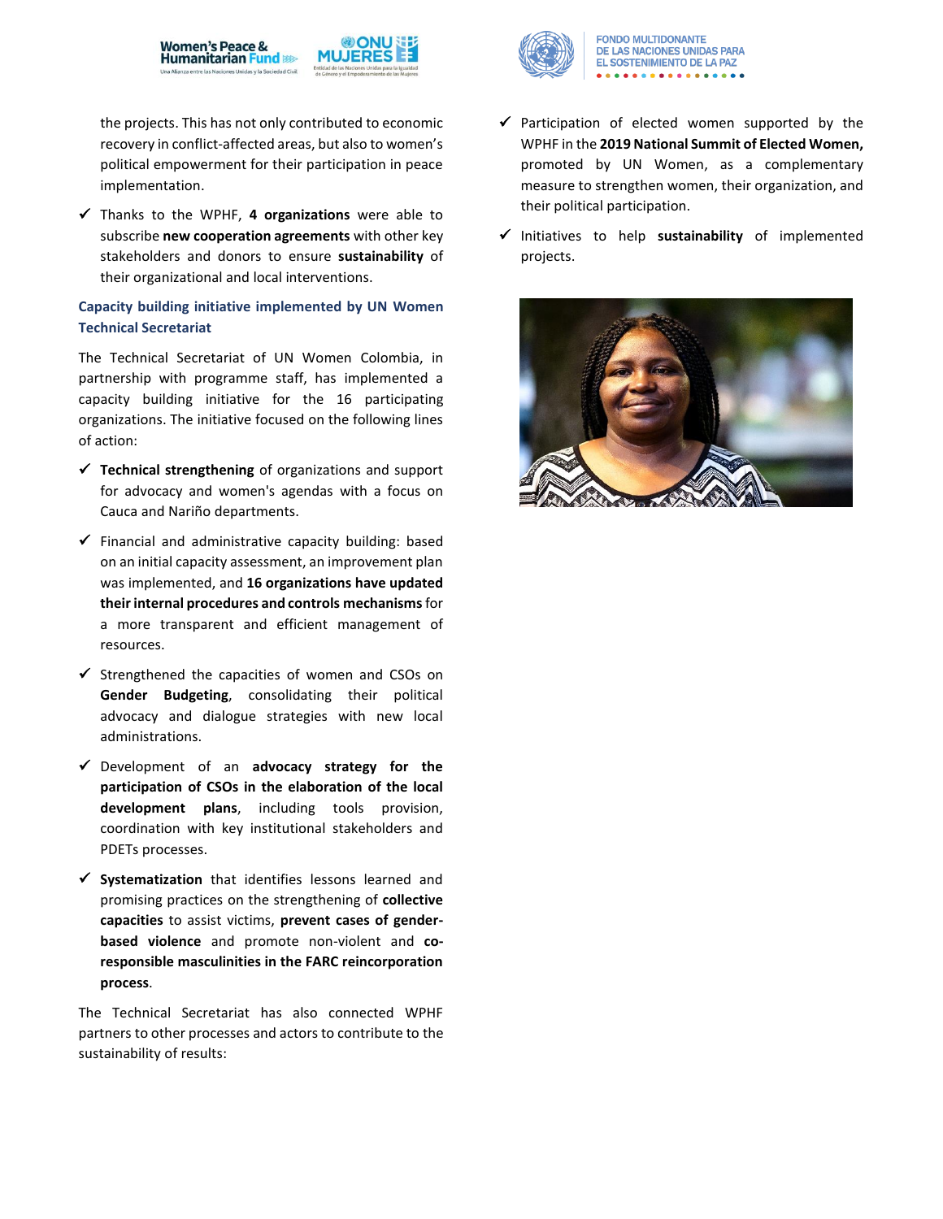the projects. This has not only contributed to economic recovery in conflict-affected areas, but also to women's political empowerment for their participation in peace implementation.

- ✓ Thanks to the WPHF, **4 organizations** were able to subscribe **new cooperation agreements** with other key stakeholders and donors to ensure **sustainability** of their organizational and local interventions.

### Capacity building initiative implemented by UN Women Technical Secretariat

The Technical Secretariat of UN Women Colombia, in partnership with programme staff, has implemented a capacity building initiative for the 16 participating organizations. The initiative focused on the following lines of action:

- ✓ **Technical strengthening** of organizations and support for advocacy and women's agendas with a focus on Cauca and Nariño departments.
- ✓ Financial and administrative capacity building: based on an initial capacity assessment, an improvement plan was implemented, and **16 organizations have updated their internal procedures and controls mechanisms** for a more transparent and efficient management of resources.
- ✓ Strengthened the capacities of women and CSOs on **Gender Budgeting**, consolidating their political advocacy and dialogue strategies with new local administrations.
- ✓ Development of an **advocacy strategy for the participation of CSOs in the elaboration of the local development plans**, including tools provision, coordination with key institutional stakeholders and PDETs processes.
- ✓ **Systematization** that identifies lessons learned and promising practices on the strengthening of **collective capacities** to assist victims, **prevent cases of gender-based violence** and promote non-violent and **co-responsible masculinities in the FARC reincorporation process**.

The Technical Secretariat has also connected WPHF partners to other processes and actors to contribute to the sustainability of results:

- ✓ Participation of elected women supported by the WPHF in the **2019 National Summit of Elected Women,** promoted by UN Women, as a complementary measure to strengthen women, their organization, and their political participation.
- ✓ Initiatives to help **sustainability** of implemented projects.